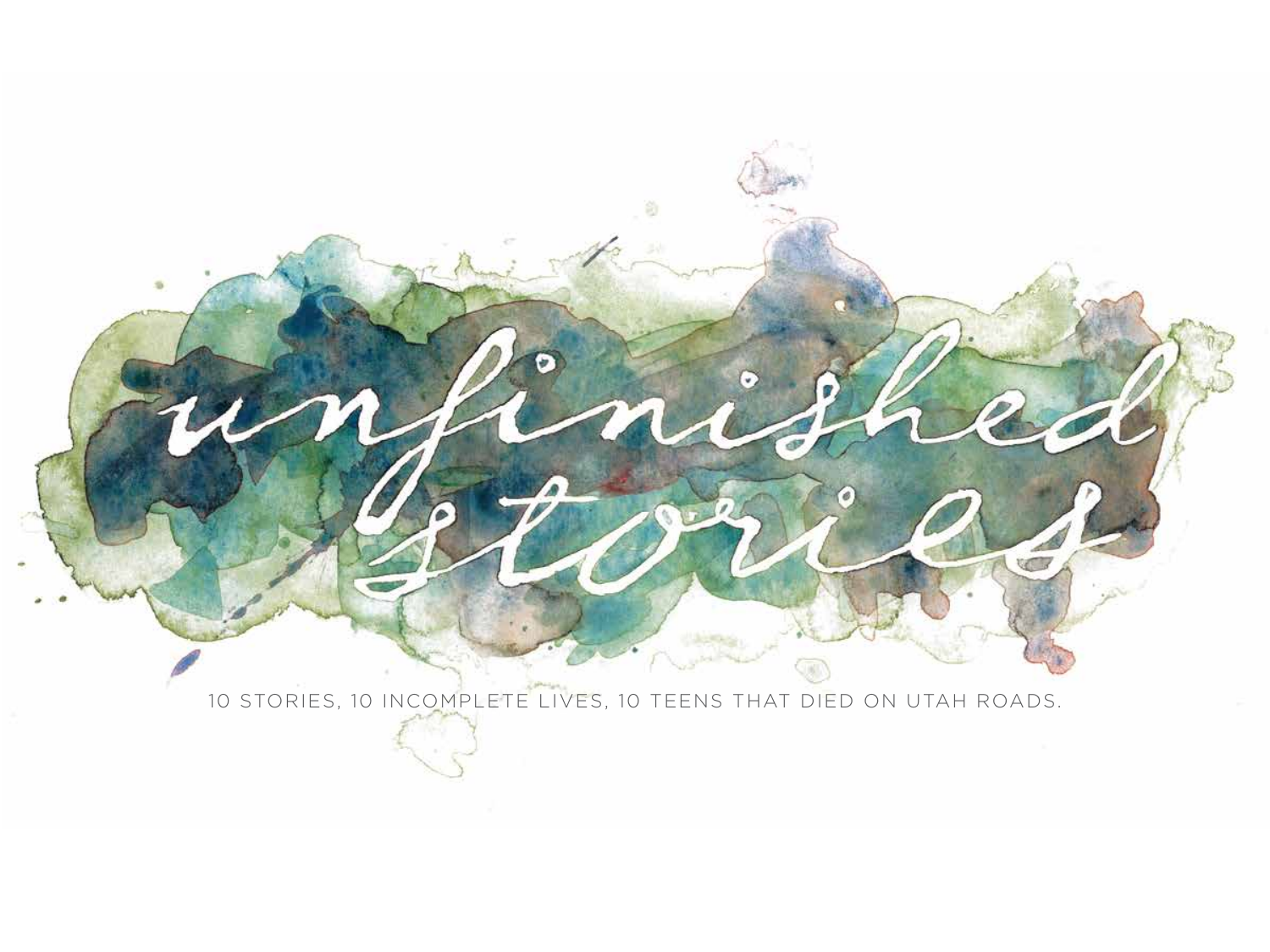# unfinished stories

10 STORIES, 10 INCOMPLETE LIVES, 10 TEENS THAT DIED ON UTAH ROADS.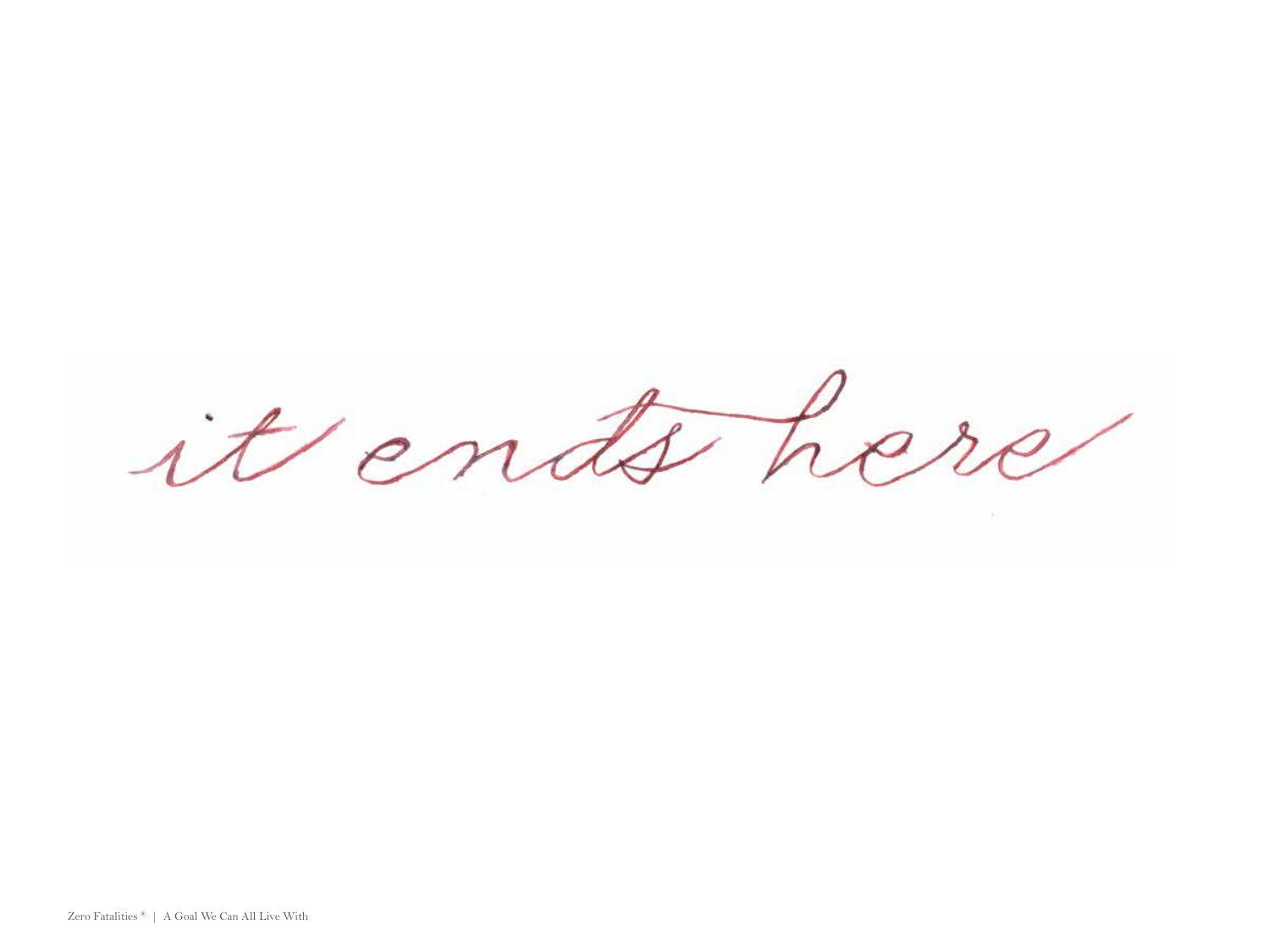*it ends here*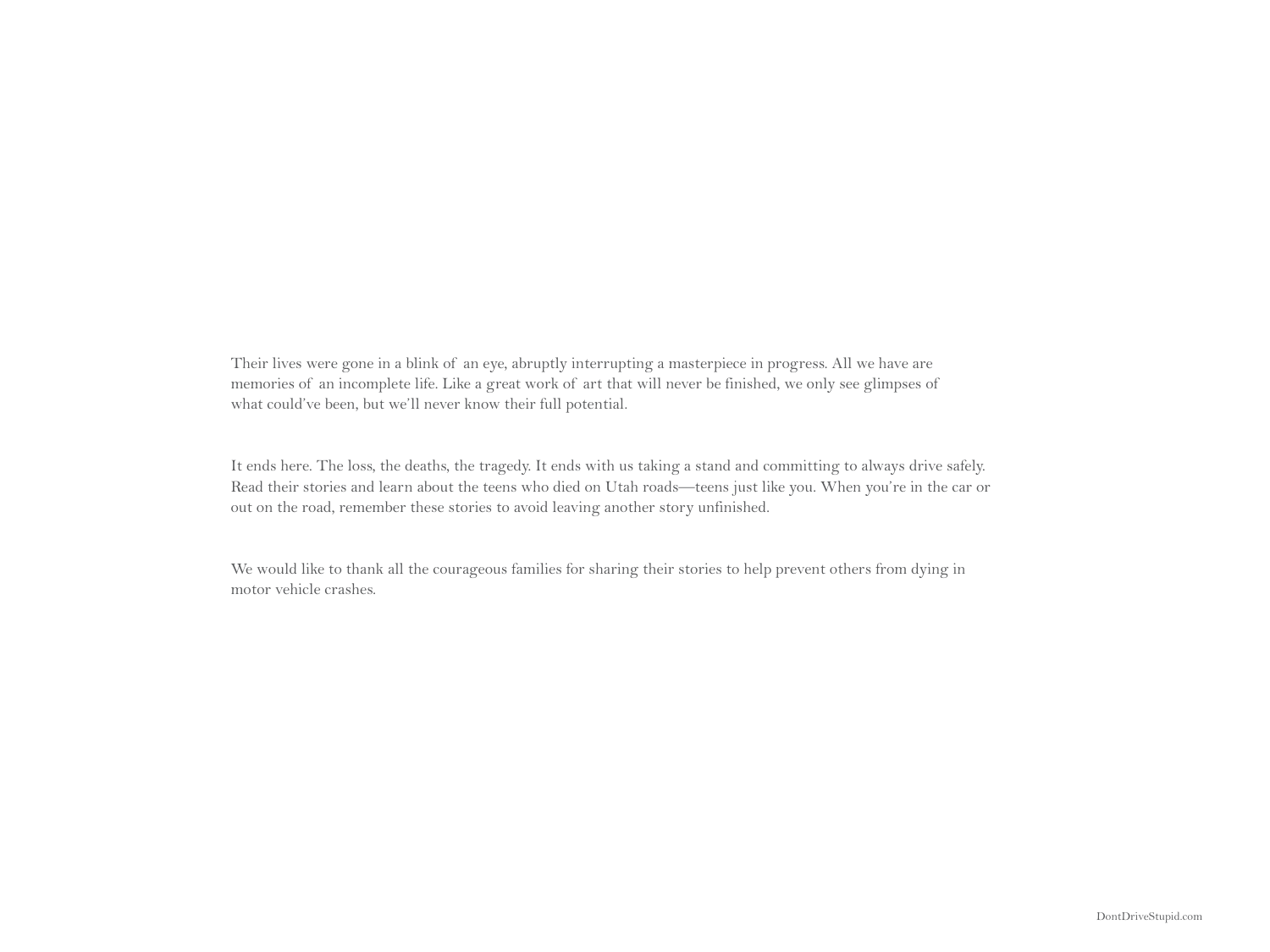Their lives were gone in a blink of an eye, abruptly interrupting a masterpiece in progress. All we have are memories of an incomplete life. Like a great work of art that will never be finished, we only see glimpses of what could've been, but we'll never know their full potential.

It ends here. The loss, the deaths, the tragedy. It ends with us taking a stand and committing to always drive safely. Read their stories and learn about the teens who died on Utah roads—teens just like you. When you're in the car or out on the road, remember these stories to avoid leaving another story unfinished.

We would like to thank all the courageous families for sharing their stories to help prevent others from dying in motor vehicle crashes.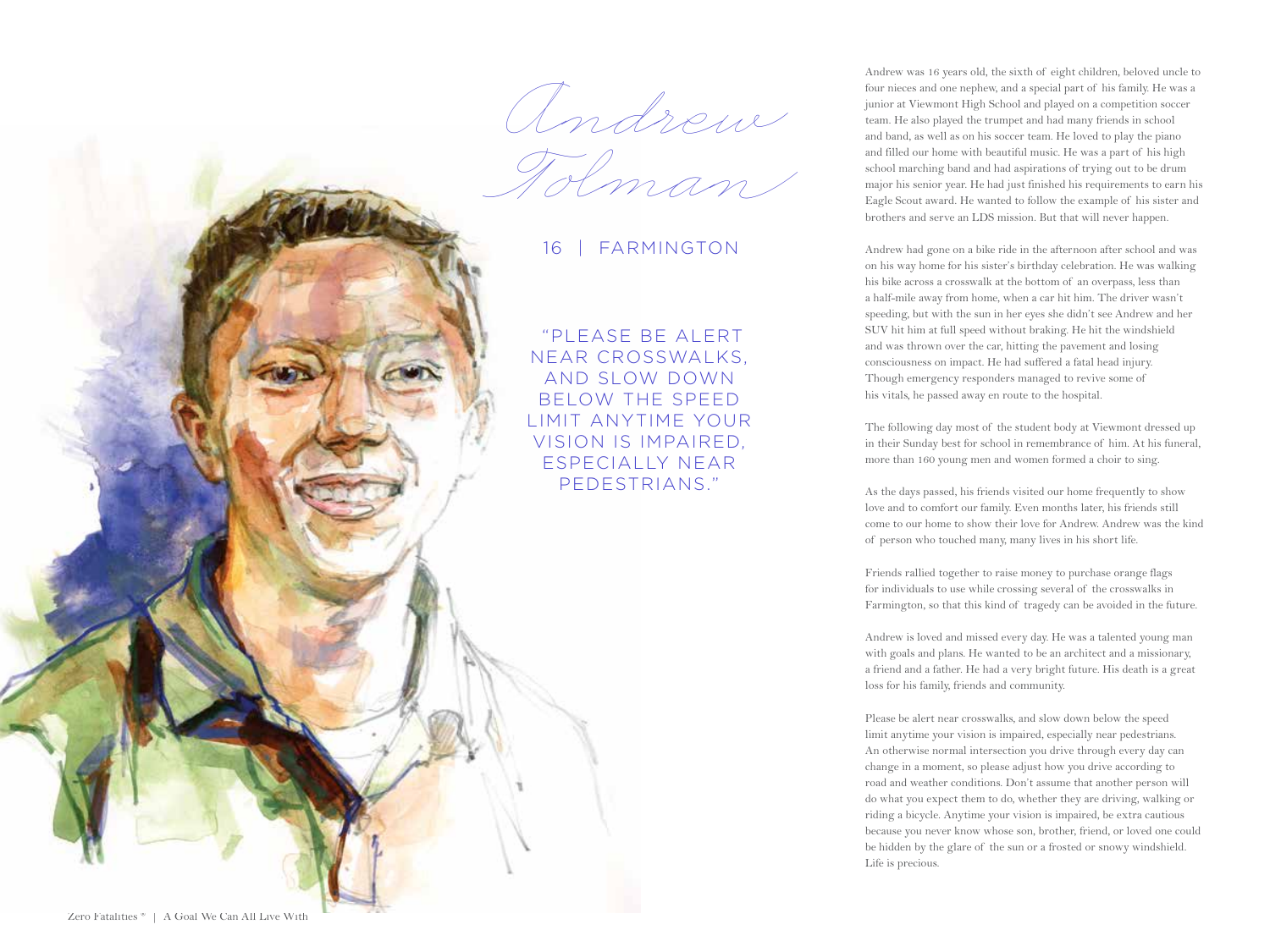# Andrew Tolman

## 16 | FARMINGTON

"PLEASE BE ALERT NEAR CROSSWALKS, AND SLOW DOWN BELOW THE SPEED LIMIT ANYTIME YOUR VISION IS IMPAIRED, ESPECIALLY NEAR PEDESTRIANS."

Andrew was 16 years old, the sixth of eight children, beloved uncle to four nieces and one nephew, and a special part of his family. He was a junior at Viewmont High School and played on a competition soccer team. He also played the trumpet and had many friends in school and band, as well as on his soccer team. He loved to play the piano and filled our home with beautiful music. He was a part of his high school marching band and had aspirations of trying out to be drum major his senior year. He had just finished his requirements to earn his Eagle Scout award. He wanted to follow the example of his sister and brothers and serve an LDS mission. But that will never happen.

Andrew had gone on a bike ride in the afternoon after school and was on his way home for his sister's birthday celebration. He was walking his bike across a crosswalk at the bottom of an overpass, less than a half-mile away from home, when a car hit him. The driver wasn't speeding, but with the sun in her eyes she didn't see Andrew and her SUV hit him at full speed without braking. He hit the windshield and was thrown over the car, hitting the pavement and losing consciousness on impact. He had suffered a fatal head injury. Though emergency responders managed to revive some of his vitals, he passed away en route to the hospital.

The following day most of the student body at Viewmont dressed up in their Sunday best for school in remembrance of him. At his funeral, more than 160 young men and women formed a choir to sing.

As the days passed, his friends visited our home frequently to show love and to comfort our family. Even months later, his friends still come to our home to show their love for Andrew. Andrew was the kind of person who touched many, many lives in his short life.

Friends rallied together to raise money to purchase orange flags for individuals to use while crossing several of the crosswalks in Farmington, so that this kind of tragedy can be avoided in the future.

Andrew is loved and missed every day. He was a talented young man with goals and plans. He wanted to be an architect and a missionary, a friend and a father. He had a very bright future. His death is a great loss for his family, friends and community.

Please be alert near crosswalks, and slow down below the speed limit anytime your vision is impaired, especially near pedestrians. An otherwise normal intersection you drive through every day can change in a moment, so please adjust how you drive according to road and weather conditions. Don't assume that another person will do what you expect them to do, whether they are driving, walking or riding a bicycle. Anytime your vision is impaired, be extra cautious because you never know whose son, brother, friend, or loved one could be hidden by the glare of the sun or a frosted or snowy windshield. Life is precious.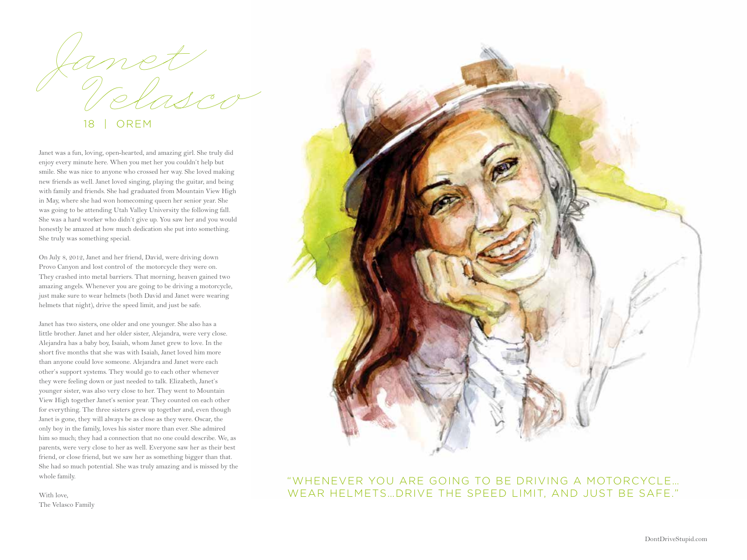# Janet Velasco

18 | OREM

Janet was a fun, loving, open-hearted, and amazing girl. She truly did enjoy every minute here. When you met her you couldn't help but smile. She was nice to anyone who crossed her way. She loved making new friends as well. Janet loved singing, playing the guitar, and being with family and friends. She had graduated from Mountain View High in May, where she had won homecoming queen her senior year. She was going to be attending Utah Valley University the following fall. She was a hard worker who didn't give up. You saw her and you would honestly be amazed at how much dedication she put into something. She truly was something special.

On July 8, 2012, Janet and her friend, David, were driving down Provo Canyon and lost control of the motorcycle they were on. They crashed into metal barriers. That morning, heaven gained two amazing angels. Whenever you are going to be driving a motorcycle, just make sure to wear helmets (both David and Janet were wearing helmets that night), drive the speed limit, and just be safe.

Janet has two sisters, one older and one younger. She also has a little brother. Janet and her older sister, Alejandra, were very close. Alejandra has a baby boy, Isaiah, whom Janet grew to love. In the short five months that she was with Isaiah, Janet loved him more than anyone could love someone. Alejandra and Janet were each other's support systems. They would go to each other whenever they were feeling down or just needed to talk. Elizabeth, Janet's younger sister, was also very close to her. They went to Mountain View High together Janet's senior year. They counted on each other for everything. The three sisters grew up together and, even though Janet is gone, they will always be as close as they were. Oscar, the only boy in the family, loves his sister more than ever. She admired him so much; they had a connection that no one could describe. We, as parents, were very close to her as well. Everyone saw her as their best friend, or close friend, but we saw her as something bigger than that. She had so much potential. She was truly amazing and is missed by the whole family.

With love,
The Velasco Family

"WHENEVER YOU ARE GOING TO BE DRIVING A MOTORCYCLE… WEAR HELMETS…DRIVE THE SPEED LIMIT, AND JUST BE SAFE."

DontDriveStupid.com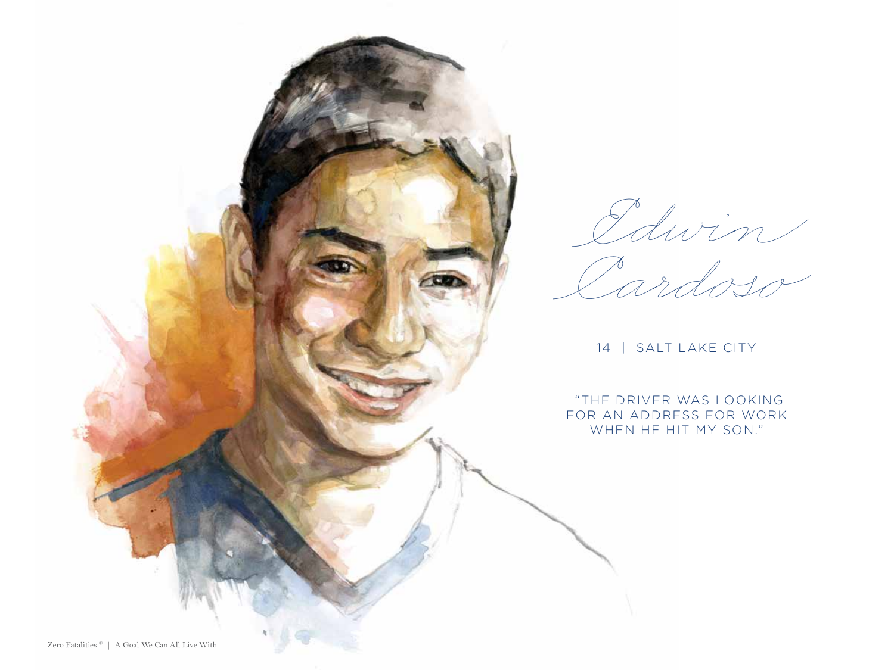# Edwin Cardoso

14 | SALT LAKE CITY

"THE DRIVER WAS LOOKING FOR AN ADDRESS FOR WORK WHEN HE HIT MY SON."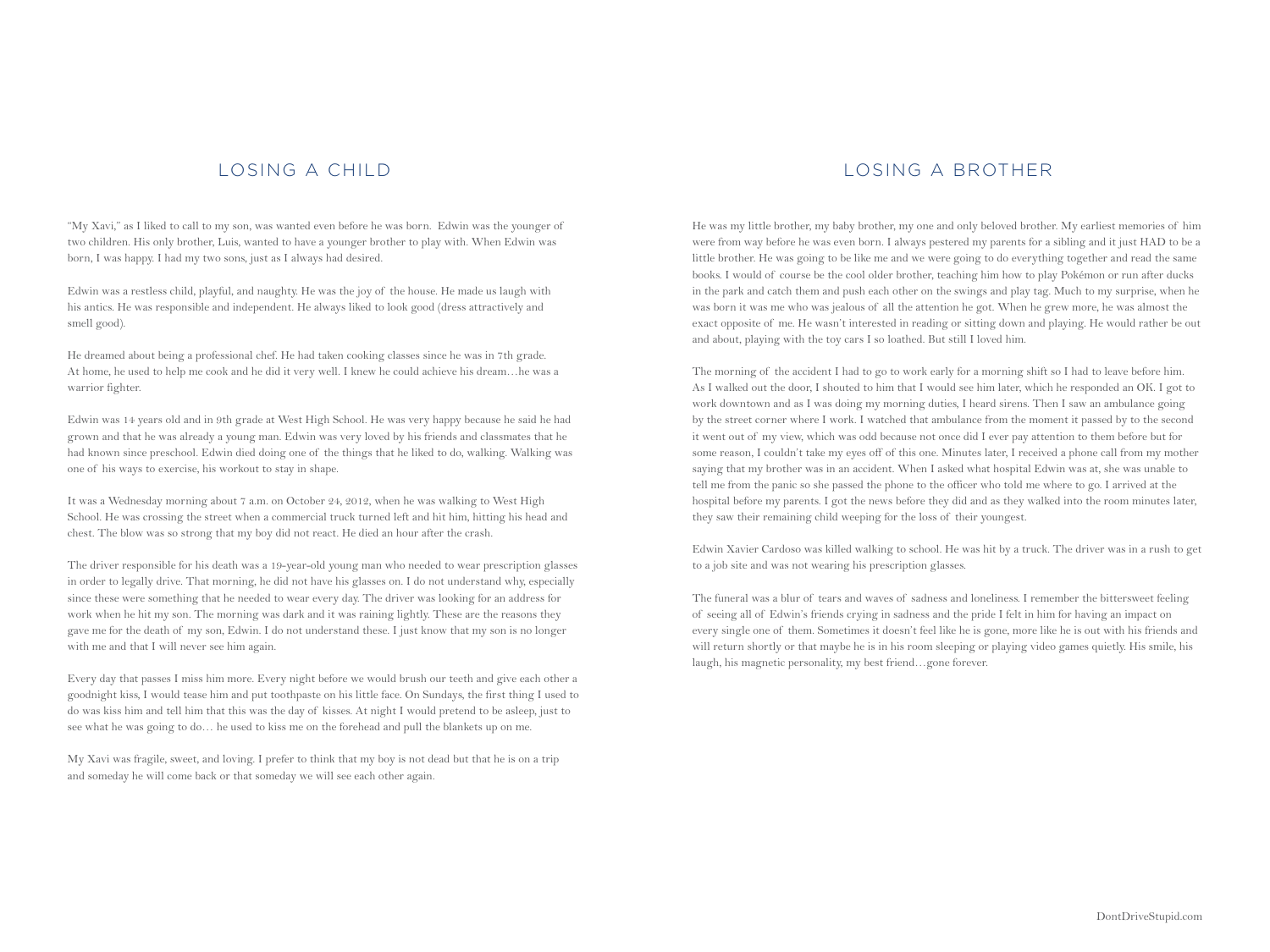## LOSING A CHILD

"My Xavi," as I liked to call to my son, was wanted even before he was born. Edwin was the younger of two children. His only brother, Luis, wanted to have a younger brother to play with. When Edwin was born, I was happy. I had my two sons, just as I always had desired.

Edwin was a restless child, playful, and naughty. He was the joy of the house. He made us laugh with his antics. He was responsible and independent. He always liked to look good (dress attractively and smell good).

He dreamed about being a professional chef. He had taken cooking classes since he was in 7th grade. At home, he used to help me cook and he did it very well. I knew he could achieve his dream…he was a warrior fighter.

Edwin was 14 years old and in 9th grade at West High School. He was very happy because he said he had grown and that he was already a young man. Edwin was very loved by his friends and classmates that he had known since preschool. Edwin died doing one of the things that he liked to do, walking. Walking was one of his ways to exercise, his workout to stay in shape.

It was a Wednesday morning about 7 a.m. on October 24, 2012, when he was walking to West High School. He was crossing the street when a commercial truck turned left and hit him, hitting his head and chest. The blow was so strong that my boy did not react. He died an hour after the crash.

The driver responsible for his death was a 19-year-old young man who needed to wear prescription glasses in order to legally drive. That morning, he did not have his glasses on. I do not understand why, especially since these were something that he needed to wear every day. The driver was looking for an address for work when he hit my son. The morning was dark and it was raining lightly. These are the reasons they gave me for the death of my son, Edwin. I do not understand these. I just know that my son is no longer with me and that I will never see him again.

Every day that passes I miss him more. Every night before we would brush our teeth and give each other a goodnight kiss, I would tease him and put toothpaste on his little face. On Sundays, the first thing I used to do was kiss him and tell him that this was the day of kisses. At night I would pretend to be asleep, just to see what he was going to do… he used to kiss me on the forehead and pull the blankets up on me.

My Xavi was fragile, sweet, and loving. I prefer to think that my boy is not dead but that he is on a trip and someday he will come back or that someday we will see each other again.

## LOSING A BROTHER

He was my little brother, my baby brother, my one and only beloved brother. My earliest memories of him were from way before he was even born. I always pestered my parents for a sibling and it just HAD to be a little brother. He was going to be like me and we were going to do everything together and read the same books. I would of course be the cool older brother, teaching him how to play Pokémon or run after ducks in the park and catch them and push each other on the swings and play tag. Much to my surprise, when he was born it was me who was jealous of all the attention he got. When he grew more, he was almost the exact opposite of me. He wasn't interested in reading or sitting down and playing. He would rather be out and about, playing with the toy cars I so loathed. But still I loved him.

The morning of the accident I had to go to work early for a morning shift so I had to leave before him. As I walked out the door, I shouted to him that I would see him later, which he responded an OK. I got to work downtown and as I was doing my morning duties, I heard sirens. Then I saw an ambulance going by the street corner where I work. I watched that ambulance from the moment it passed by to the second it went out of my view, which was odd because not once did I ever pay attention to them before but for some reason, I couldn't take my eyes off of this one. Minutes later, I received a phone call from my mother saying that my brother was in an accident. When I asked what hospital Edwin was at, she was unable to tell me from the panic so she passed the phone to the officer who told me where to go. I arrived at the hospital before my parents. I got the news before they did and as they walked into the room minutes later, they saw their remaining child weeping for the loss of their youngest.

Edwin Xavier Cardoso was killed walking to school. He was hit by a truck. The driver was in a rush to get to a job site and was not wearing his prescription glasses.

The funeral was a blur of tears and waves of sadness and loneliness. I remember the bittersweet feeling of seeing all of Edwin's friends crying in sadness and the pride I felt in him for having an impact on every single one of them. Sometimes it doesn't feel like he is gone, more like he is out with his friends and will return shortly or that maybe he is in his room sleeping or playing video games quietly. His smile, his laugh, his magnetic personality, my best friend…gone forever.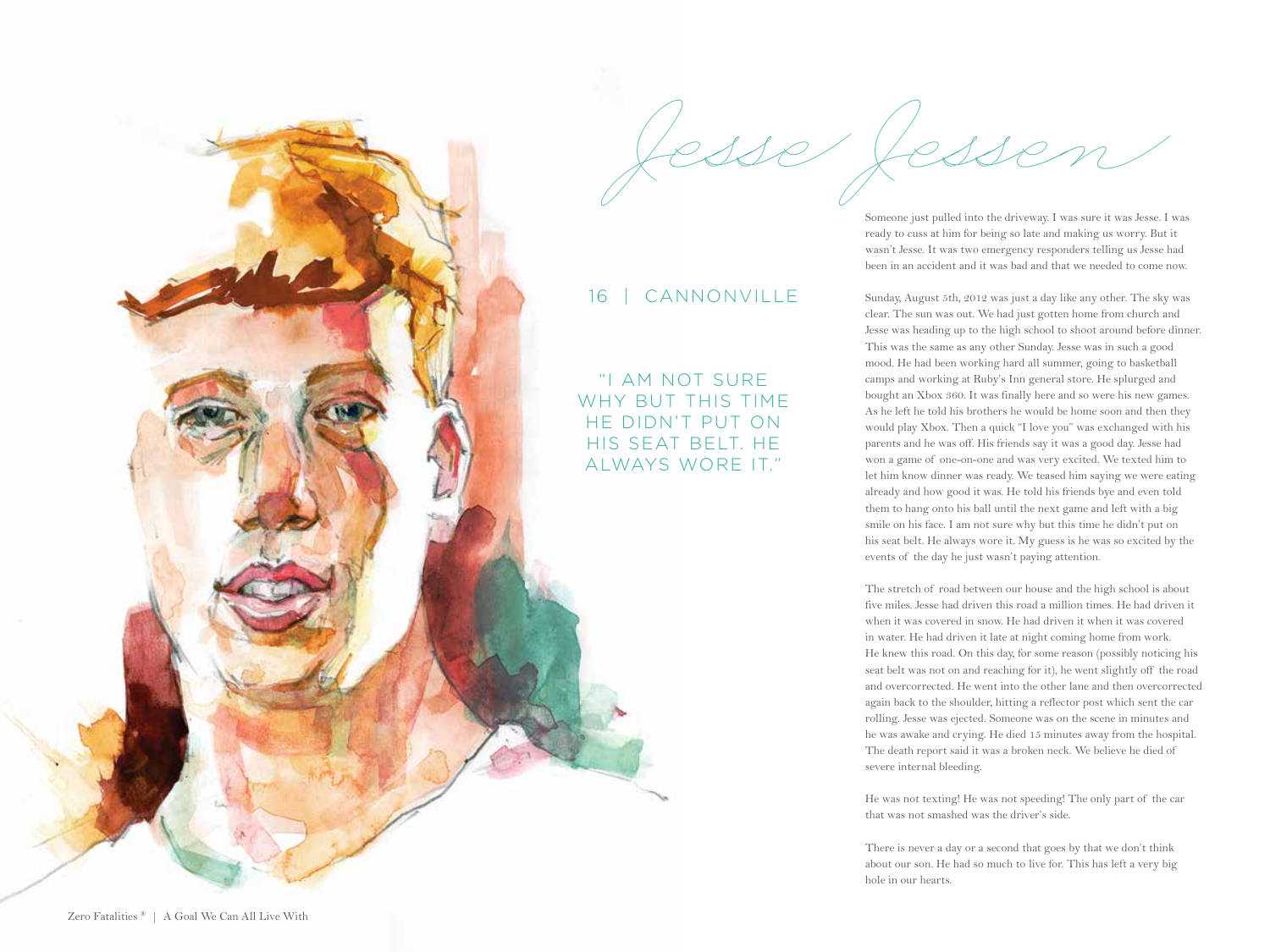# Jesse Jessen

## 16 | CANNONVILLE

"I AM NOT SURE WHY BUT THIS TIME HE DIDN'T PUT ON HIS SEAT BELT. HE ALWAYS WORE IT."

Someone just pulled into the driveway. I was sure it was Jesse. I was ready to cuss at him for being so late and making us worry. But it wasn't Jesse. It was two emergency responders telling us Jesse had been in an accident and it was bad and that we needed to come now.

Sunday, August 5th, 2012 was just a day like any other. The sky was clear. The sun was out. We had just gotten home from church and Jesse was heading up to the high school to shoot around before dinner. This was the same as any other Sunday. Jesse was in such a good mood. He had been working hard all summer, going to basketball camps and working at Ruby's Inn general store. He splurged and bought an Xbox 360. It was finally here and so were his new games. As he left he told his brothers he would be home soon and then they would play Xbox. Then a quick "I love you" was exchanged with his parents and he was off. His friends say it was a good day. Jesse had won a game of one-on-one and was very excited. We texted him to let him know dinner was ready. We teased him saying we were eating already and how good it was. He told his friends bye and even told them to hang onto his ball until the next game and left with a big smile on his face. I am not sure why but this time he didn't put on his seat belt. He always wore it. My guess is he was so excited by the events of the day he just wasn't paying attention.

The stretch of road between our house and the high school is about five miles. Jesse had driven this road a million times. He had driven it when it was covered in snow. He had driven it when it was covered in water. He had driven it late at night coming home from work. He knew this road. On this day, for some reason (possibly noticing his seat belt was not on and reaching for it), he went slightly off the road and overcorrected. He went into the other lane and then overcorrected again back to the shoulder, hitting a reflector post which sent the car rolling. Jesse was ejected. Someone was on the scene in minutes and he was awake and crying. He died 15 minutes away from the hospital. The death report said it was a broken neck. We believe he died of severe internal bleeding.

He was not texting! He was not speeding! The only part of the car that was not smashed was the driver's side.

There is never a day or a second that goes by that we don't think about our son. He had so much to live for. This has left a very big hole in our hearts.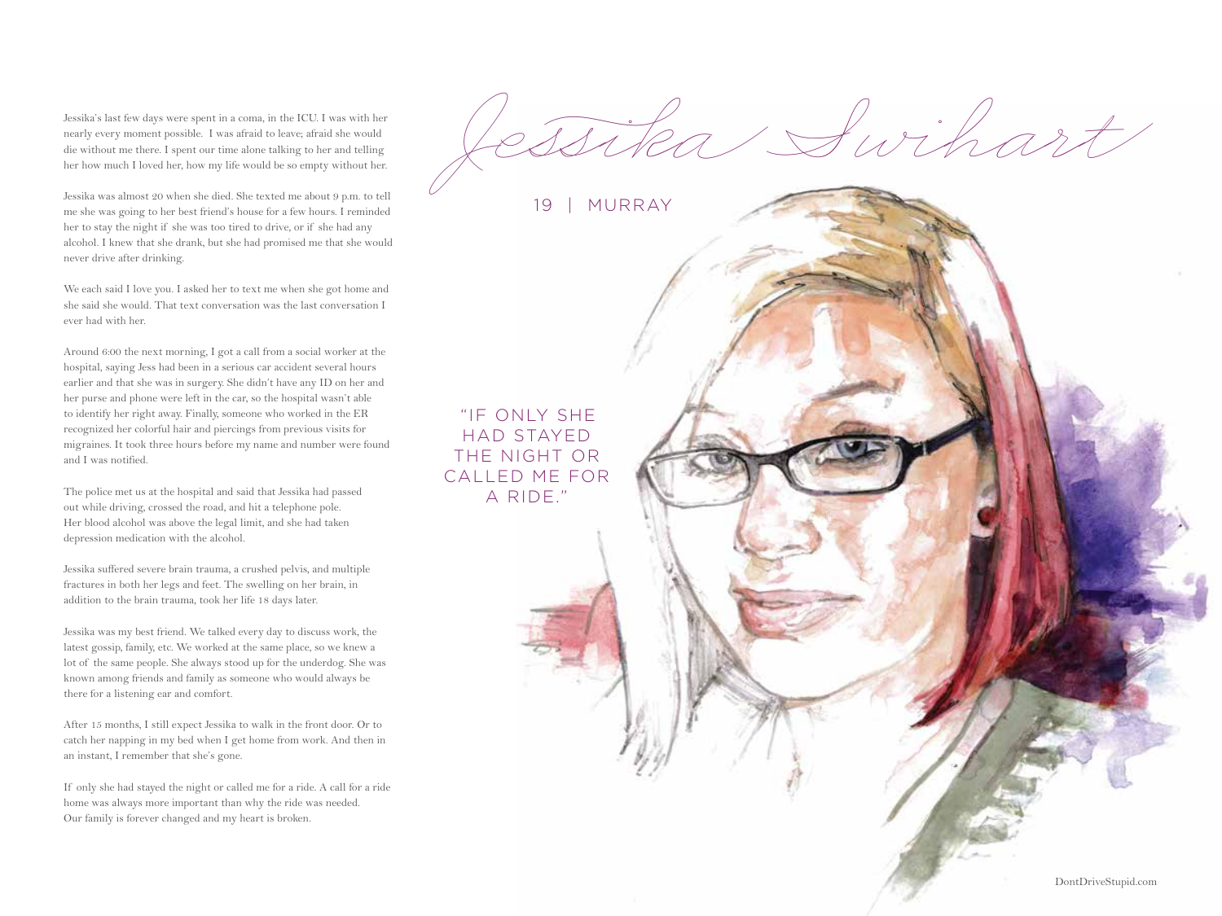# Jessika Swihart

19 | MURRAY

"IF ONLY SHE HAD STAYED THE NIGHT OR CALLED ME FOR A RIDE."

Jessika's last few days were spent in a coma, in the ICU. I was with her nearly every moment possible. I was afraid to leave; afraid she would die without me there. I spent our time alone talking to her and telling her how much I loved her, how my life would be so empty without her.

Jessika was almost 20 when she died. She texted me about 9 p.m. to tell me she was going to her best friend's house for a few hours. I reminded her to stay the night if she was too tired to drive, or if she had any alcohol. I knew that she drank, but she had promised me that she would never drive after drinking.

We each said I love you. I asked her to text me when she got home and she said she would. That text conversation was the last conversation I ever had with her.

Around 6:00 the next morning, I got a call from a social worker at the hospital, saying Jess had been in a serious car accident several hours earlier and that she was in surgery. She didn't have any ID on her and her purse and phone were left in the car, so the hospital wasn't able to identify her right away. Finally, someone who worked in the ER recognized her colorful hair and piercings from previous visits for migraines. It took three hours before my name and number were found and I was notified.

The police met us at the hospital and said that Jessika had passed out while driving, crossed the road, and hit a telephone pole. Her blood alcohol was above the legal limit, and she had taken depression medication with the alcohol.

Jessika suffered severe brain trauma, a crushed pelvis, and multiple fractures in both her legs and feet. The swelling on her brain, in addition to the brain trauma, took her life 18 days later.

Jessika was my best friend. We talked every day to discuss work, the latest gossip, family, etc. We worked at the same place, so we knew a lot of the same people. She always stood up for the underdog. She was known among friends and family as someone who would always be there for a listening ear and comfort.

After 15 months, I still expect Jessika to walk in the front door. Or to catch her napping in my bed when I get home from work. And then in an instant, I remember that she's gone.

If only she had stayed the night or called me for a ride. A call for a ride home was always more important than why the ride was needed. Our family is forever changed and my heart is broken.

DontDriveStupid.com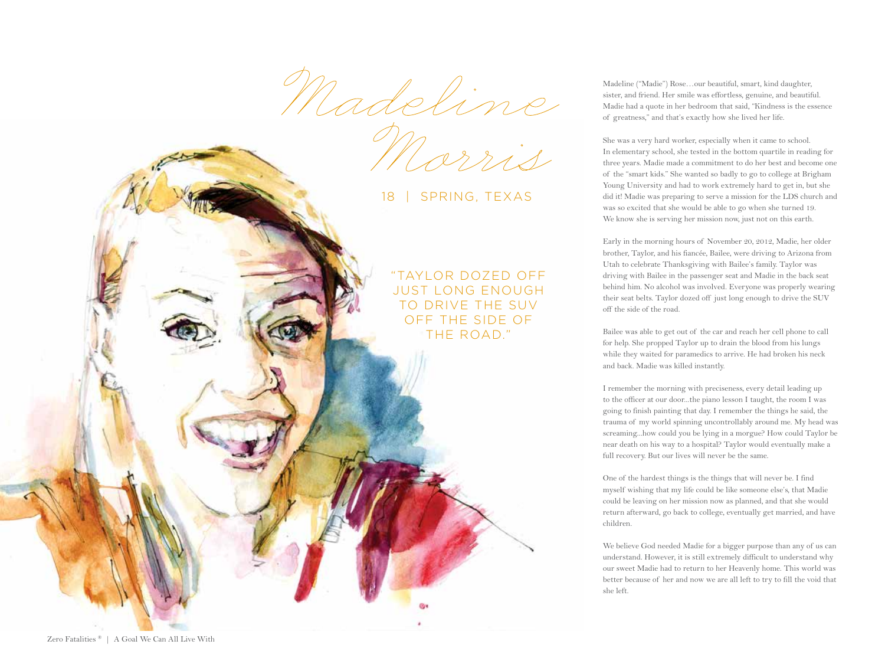# Madeline Morris

18 | SPRING, TEXAS

"TAYLOR DOZED OFF JUST LONG ENOUGH TO DRIVE THE SUV OFF THE SIDE OF THE ROAD."

Madeline ("Madie") Rose…our beautiful, smart, kind daughter, sister, and friend. Her smile was effortless, genuine, and beautiful. Madie had a quote in her bedroom that said, "Kindness is the essence of greatness," and that's exactly how she lived her life.

She was a very hard worker, especially when it came to school. In elementary school, she tested in the bottom quartile in reading for three years. Madie made a commitment to do her best and become one of the "smart kids." She wanted so badly to go to college at Brigham Young University and had to work extremely hard to get in, but she did it! Madie was preparing to serve a mission for the LDS church and was so excited that she would be able to go when she turned 19. We know she is serving her mission now, just not on this earth.

Early in the morning hours of November 20, 2012, Madie, her older brother, Taylor, and his fiancée, Bailee, were driving to Arizona from Utah to celebrate Thanksgiving with Bailee's family. Taylor was driving with Bailee in the passenger seat and Madie in the back seat behind him. No alcohol was involved. Everyone was properly wearing their seat belts. Taylor dozed off just long enough to drive the SUV off the side of the road.

Bailee was able to get out of the car and reach her cell phone to call for help. She propped Taylor up to drain the blood from his lungs while they waited for paramedics to arrive. He had broken his neck and back. Madie was killed instantly.

I remember the morning with preciseness, every detail leading up to the officer at our door...the piano lesson I taught, the room I was going to finish painting that day. I remember the things he said, the trauma of my world spinning uncontrollably around me. My head was screaming...how could you be lying in a morgue? How could Taylor be near death on his way to a hospital? Taylor would eventually make a full recovery. But our lives will never be the same.

One of the hardest things is the things that will never be. I find myself wishing that my life could be like someone else's, that Madie could be leaving on her mission now as planned, and that she would return afterward, go back to college, eventually get married, and have children.

We believe God needed Madie for a bigger purpose than any of us can understand. However, it is still extremely difficult to understand why our sweet Madie had to return to her Heavenly home. This world was better because of her and now we are all left to try to fill the void that she left.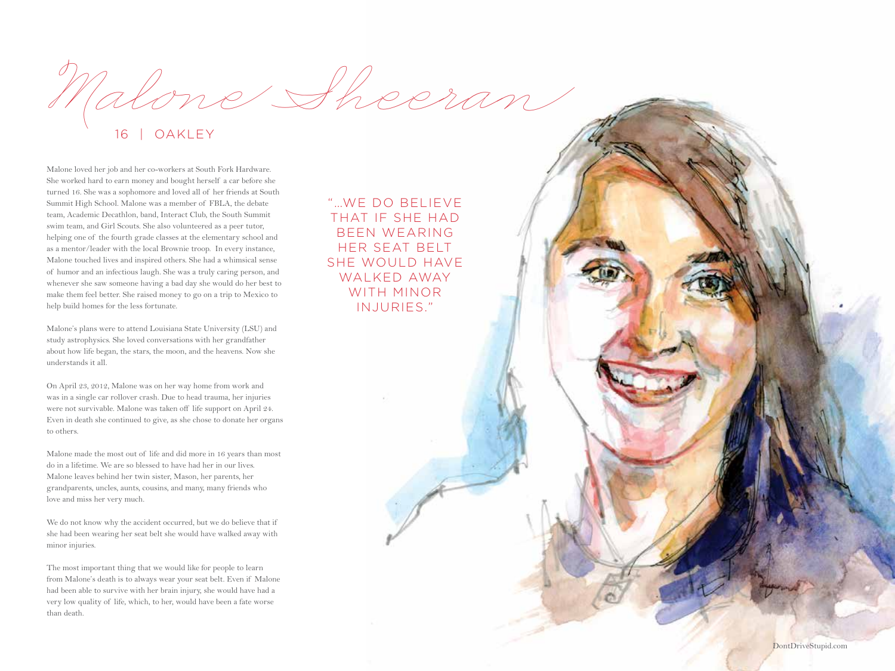# Malone Sheeran

16 | OAKLEY

Malone loved her job and her co-workers at South Fork Hardware. She worked hard to earn money and bought herself a car before she turned 16. She was a sophomore and loved all of her friends at South Summit High School. Malone was a member of FBLA, the debate team, Academic Decathlon, band, Interact Club, the South Summit swim team, and Girl Scouts. She also volunteered as a peer tutor, helping one of the fourth grade classes at the elementary school and as a mentor/leader with the local Brownie troop. In every instance, Malone touched lives and inspired others. She had a whimsical sense of humor and an infectious laugh. She was a truly caring person, and whenever she saw someone having a bad day she would do her best to make them feel better. She raised money to go on a trip to Mexico to help build homes for the less fortunate.

Malone's plans were to attend Louisiana State University (LSU) and study astrophysics. She loved conversations with her grandfather about how life began, the stars, the moon, and the heavens. Now she understands it all.

On April 23, 2012, Malone was on her way home from work and was in a single car rollover crash. Due to head trauma, her injuries were not survivable. Malone was taken off life support on April 24. Even in death she continued to give, as she chose to donate her organs to others.

Malone made the most out of life and did more in 16 years than most do in a lifetime. We are so blessed to have had her in our lives. Malone leaves behind her twin sister, Mason, her parents, her grandparents, uncles, aunts, cousins, and many, many friends who love and miss her very much.

We do not know why the accident occurred, but we do believe that if she had been wearing her seat belt she would have walked away with minor injuries.

The most important thing that we would like for people to learn from Malone's death is to always wear your seat belt. Even if Malone had been able to survive with her brain injury, she would have had a very low quality of life, which, to her, would have been a fate worse than death.

"...WE DO BELIEVE THAT IF SHE HAD BEEN WEARING HER SEAT BELT SHE WOULD HAVE WALKED AWAY WITH MINOR INJURIES."

DontDriveStupid.com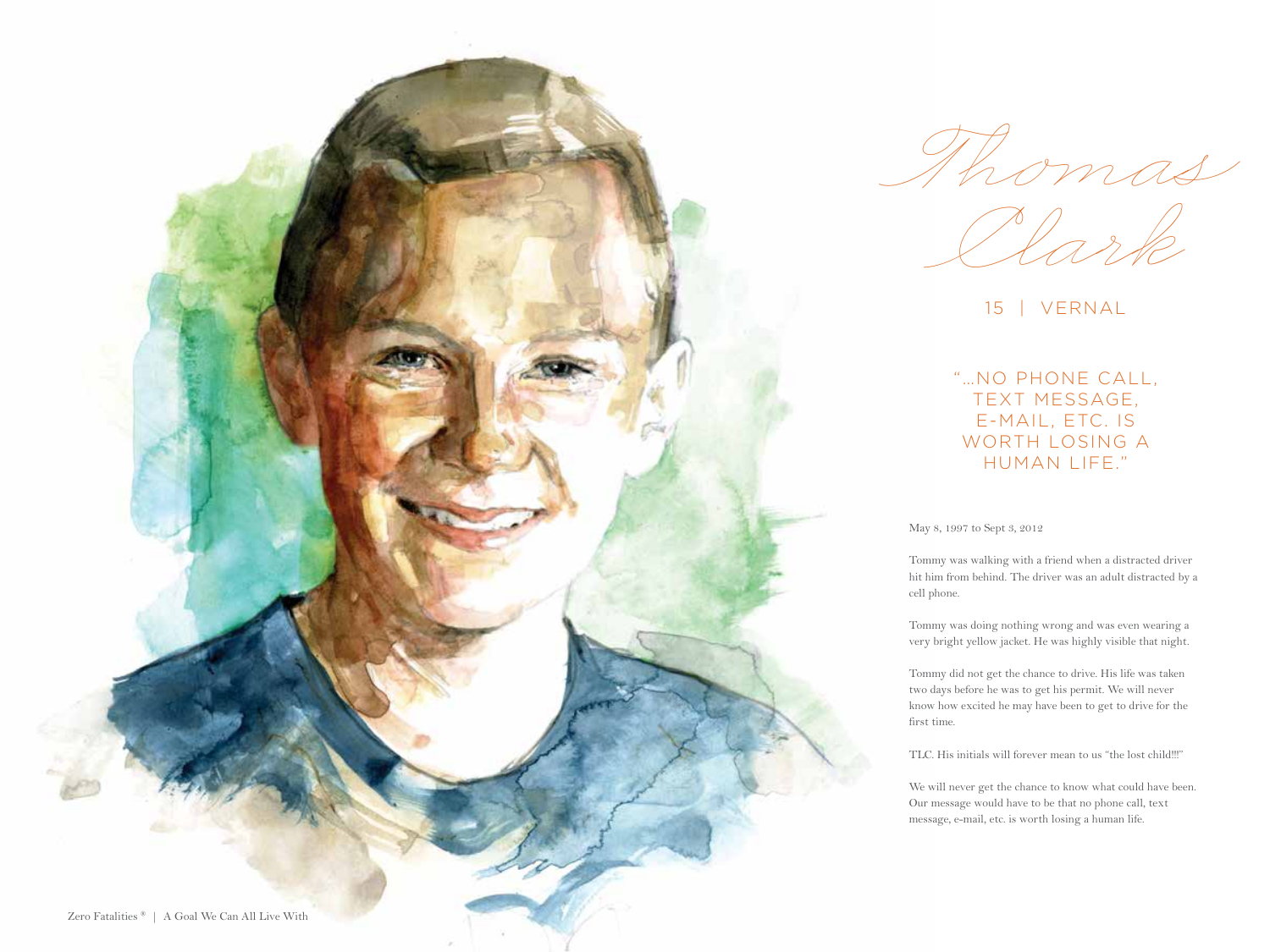# Thomas Clark

15 | VERNAL

"...NO PHONE CALL, TEXT MESSAGE, E-MAIL, ETC. IS WORTH LOSING A HUMAN LIFE."

May 8, 1997 to Sept 3, 2012

Tommy was walking with a friend when a distracted driver hit him from behind. The driver was an adult distracted by a cell phone.

Tommy was doing nothing wrong and was even wearing a very bright yellow jacket. He was highly visible that night.

Tommy did not get the chance to drive. His life was taken two days before he was to get his permit. We will never know how excited he may have been to get to drive for the first time.

TLC. His initials will forever mean to us "the lost child!!!"

We will never get the chance to know what could have been. Our message would have to be that no phone call, text message, e-mail, etc. is worth losing a human life.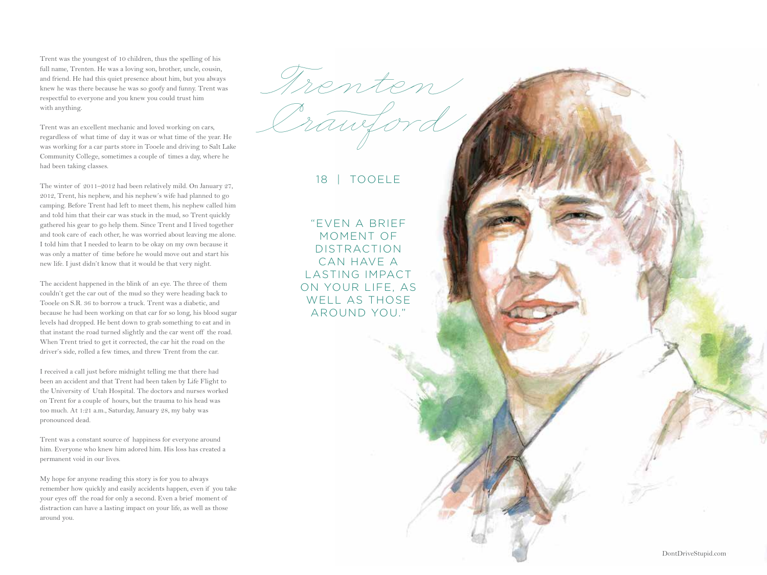# Trenten Crawford

18 | TOOELE

"EVEN A BRIEF MOMENT OF DISTRACTION CAN HAVE A LASTING IMPACT ON YOUR LIFE, AS WELL AS THOSE AROUND YOU."

Trent was the youngest of 10 children, thus the spelling of his full name, Trenten. He was a loving son, brother, uncle, cousin, and friend. He had this quiet presence about him, but you always knew he was there because he was so goofy and funny. Trent was respectful to everyone and you knew you could trust him with anything.

Trent was an excellent mechanic and loved working on cars, regardless of what time of day it was or what time of the year. He was working for a car parts store in Tooele and driving to Salt Lake Community College, sometimes a couple of times a day, where he had been taking classes.

The winter of 2011–2012 had been relatively mild. On January 27, 2012, Trent, his nephew, and his nephew's wife had planned to go camping. Before Trent had left to meet them, his nephew called him and told him that their car was stuck in the mud, so Trent quickly gathered his gear to go help them. Since Trent and I lived together and took care of each other, he was worried about leaving me alone. I told him that I needed to learn to be okay on my own because it was only a matter of time before he would move out and start his new life. I just didn't know that it would be that very night.

The accident happened in the blink of an eye. The three of them couldn't get the car out of the mud so they were heading back to Tooele on S.R. 36 to borrow a truck. Trent was a diabetic, and because he had been working on that car for so long, his blood sugar levels had dropped. He bent down to grab something to eat and in that instant the road turned slightly and the car went off the road. When Trent tried to get it corrected, the car hit the road on the driver's side, rolled a few times, and threw Trent from the car.

I received a call just before midnight telling me that there had been an accident and that Trent had been taken by Life Flight to the University of Utah Hospital. The doctors and nurses worked on Trent for a couple of hours, but the trauma to his head was too much. At 1:21 a.m., Saturday, January 28, my baby was pronounced dead.

Trent was a constant source of happiness for everyone around him. Everyone who knew him adored him. His loss has created a permanent void in our lives.

My hope for anyone reading this story is for you to always remember how quickly and easily accidents happen, even if you take your eyes off the road for only a second. Even a brief moment of distraction can have a lasting impact on your life, as well as those around you.

DontDriveStupid.com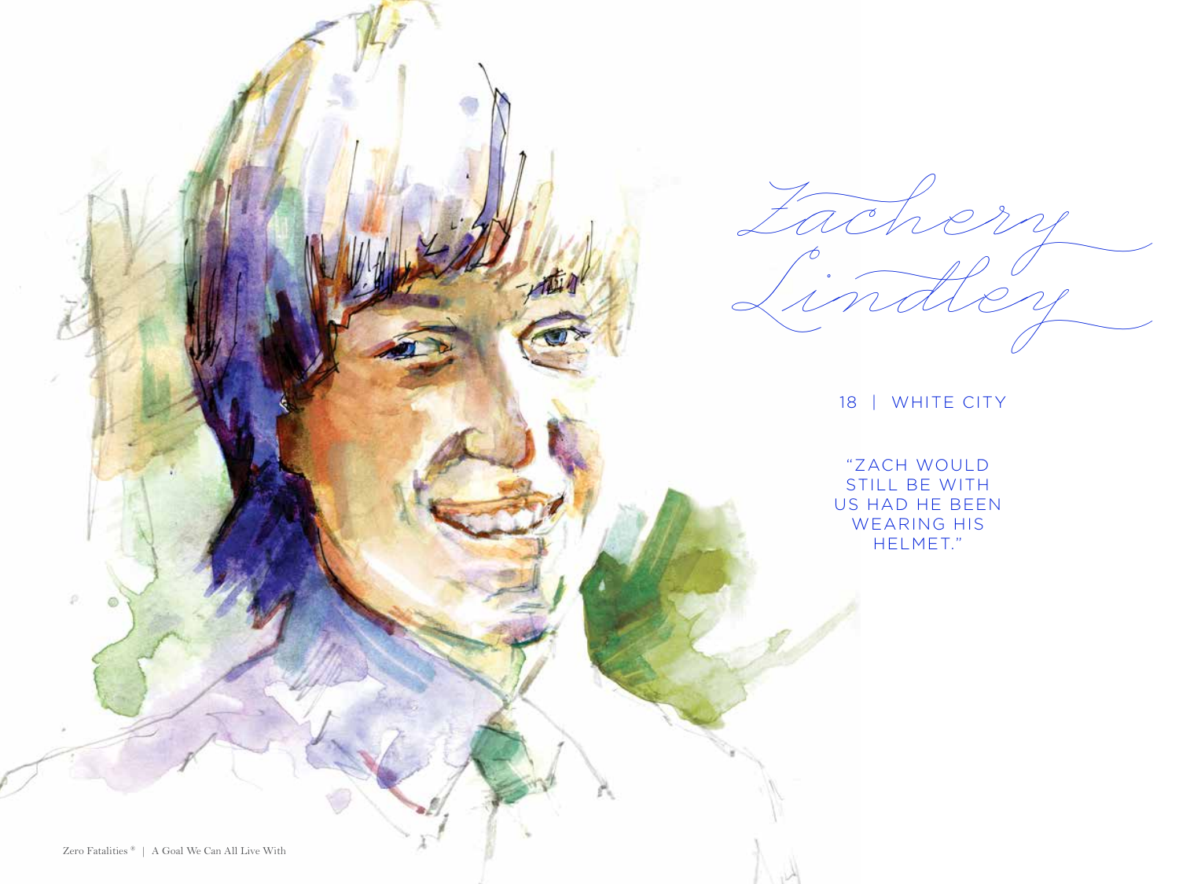# Zachery Lindley

18 | WHITE CITY

"ZACH WOULD STILL BE WITH US HAD HE BEEN WEARING HIS HELMET."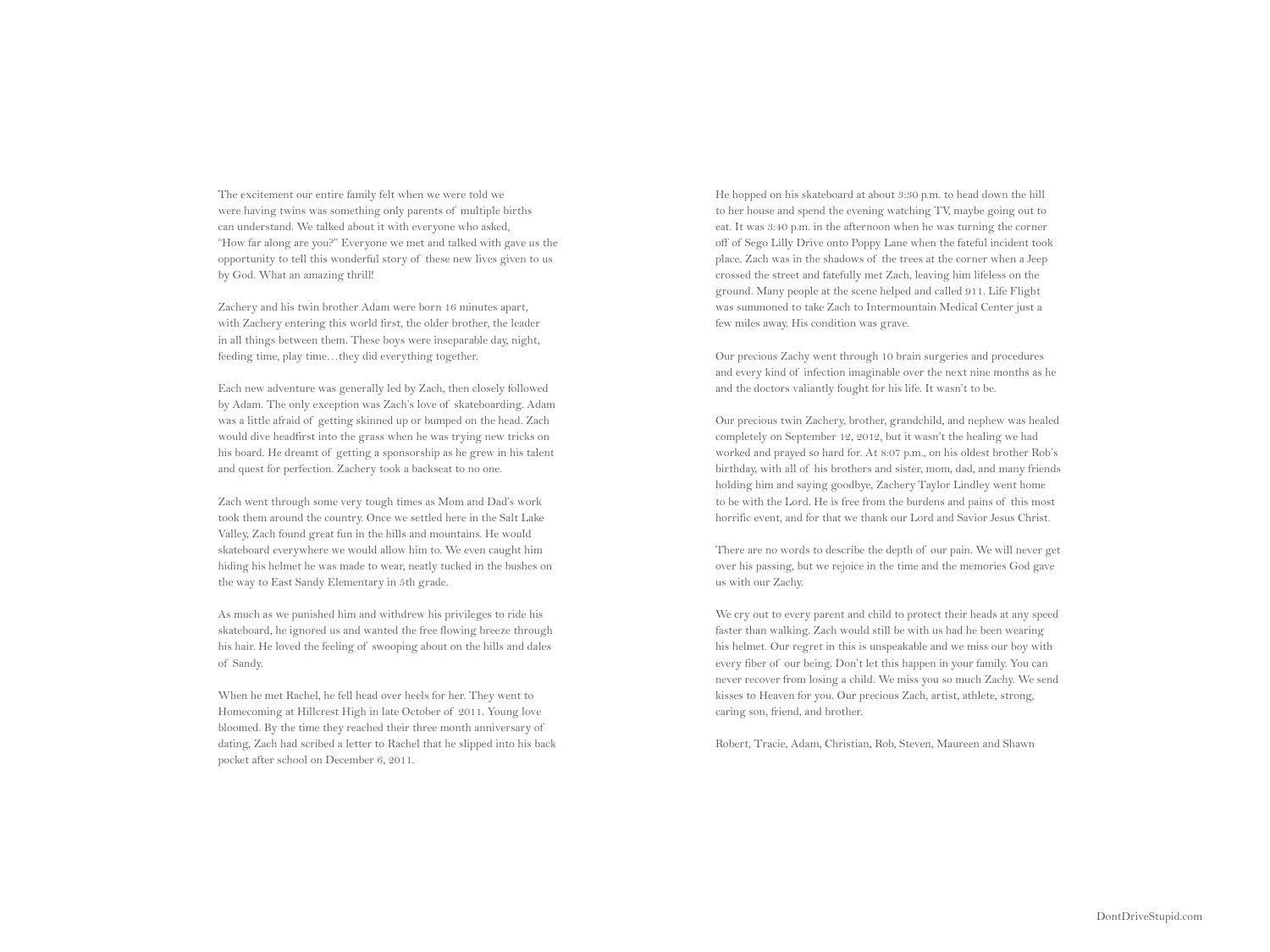The excitement our entire family felt when we were told we were having twins was something only parents of multiple births can understand. We talked about it with everyone who asked, "How far along are you?" Everyone we met and talked with gave us the opportunity to tell this wonderful story of these new lives given to us by God. What an amazing thrill!

Zachery and his twin brother Adam were born 16 minutes apart, with Zachery entering this world first, the older brother, the leader in all things between them. These boys were inseparable day, night, feeding time, play time…they did everything together.

Each new adventure was generally led by Zach, then closely followed by Adam. The only exception was Zach's love of skateboarding. Adam was a little afraid of getting skinned up or bumped on the head. Zach would dive headfirst into the grass when he was trying new tricks on his board. He dreamt of getting a sponsorship as he grew in his talent and quest for perfection. Zachery took a backseat to no one.

Zach went through some very tough times as Mom and Dad's work took them around the country. Once we settled here in the Salt Lake Valley, Zach found great fun in the hills and mountains. He would skateboard everywhere we would allow him to. We even caught him hiding his helmet he was made to wear, neatly tucked in the bushes on the way to East Sandy Elementary in 5th grade.

As much as we punished him and withdrew his privileges to ride his skateboard, he ignored us and wanted the free flowing breeze through his hair. He loved the feeling of swooping about on the hills and dales of Sandy.

When he met Rachel, he fell head over heels for her. They went to Homecoming at Hillcrest High in late October of 2011. Young love bloomed. By the time they reached their three month anniversary of dating, Zach had scribed a letter to Rachel that he slipped into his back pocket after school on December 6, 2011.

He hopped on his skateboard at about 3:30 p.m. to head down the hill to her house and spend the evening watching TV, maybe going out to eat. It was 3:40 p.m. in the afternoon when he was turning the corner off of Sego Lilly Drive onto Poppy Lane when the fateful incident took place. Zach was in the shadows of the trees at the corner when a Jeep crossed the street and fatefully met Zach, leaving him lifeless on the ground. Many people at the scene helped and called 911. Life Flight was summoned to take Zach to Intermountain Medical Center just a few miles away. His condition was grave.

Our precious Zachy went through 10 brain surgeries and procedures and every kind of infection imaginable over the next nine months as he and the doctors valiantly fought for his life. It wasn't to be.

Our precious twin Zachery, brother, grandchild, and nephew was healed completely on September 12, 2012, but it wasn't the healing we had worked and prayed so hard for. At 8:07 p.m., on his oldest brother Rob's birthday, with all of his brothers and sister, mom, dad, and many friends holding him and saying goodbye, Zachery Taylor Lindley went home to be with the Lord. He is free from the burdens and pains of this most horrific event, and for that we thank our Lord and Savior Jesus Christ.

There are no words to describe the depth of our pain. We will never get over his passing, but we rejoice in the time and the memories God gave us with our Zachy.

We cry out to every parent and child to protect their heads at any speed faster than walking. Zach would still be with us had he been wearing his helmet. Our regret in this is unspeakable and we miss our boy with every fiber of our being. Don't let this happen in your family. You can never recover from losing a child. We miss you so much Zachy. We send kisses to Heaven for you. Our precious Zach, artist, athlete, strong, caring son, friend, and brother.

Robert, Tracie, Adam, Christian, Rob, Steven, Maureen and Shawn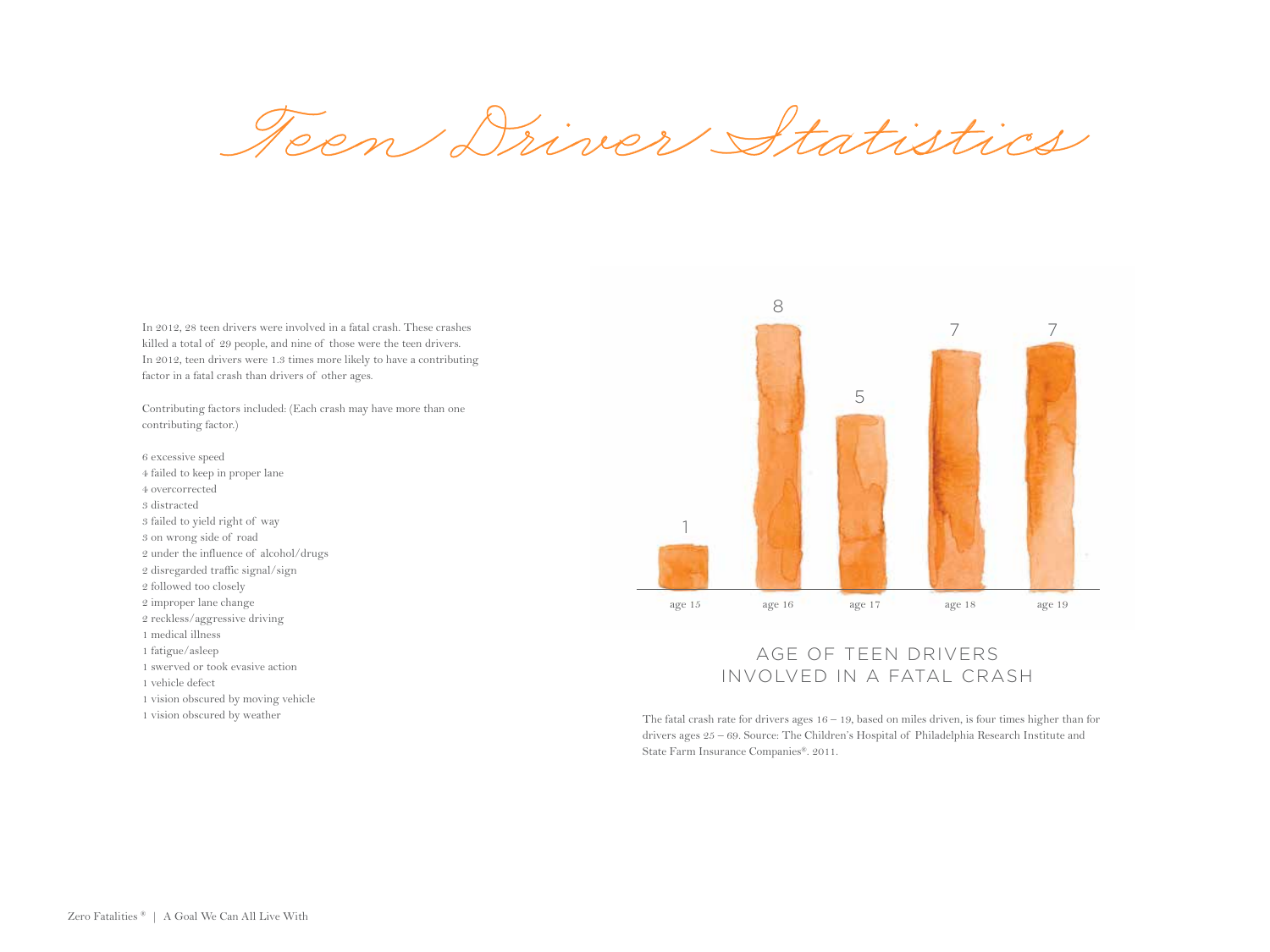# Teen Driver Statistics

In 2012, 28 teen drivers were involved in a fatal crash. These crashes killed a total of 29 people, and nine of those were the teen drivers. In 2012, teen drivers were 1.3 times more likely to have a contributing factor in a fatal crash than drivers of other ages.

Contributing factors included: (Each crash may have more than one contributing factor.)

6 excessive speed
4 failed to keep in proper lane
4 overcorrected
3 distracted
3 failed to yield right of way
3 on wrong side of road
2 under the influence of alcohol/drugs
2 disregarded traffic signal/sign
2 followed too closely
2 improper lane change
2 reckless/aggressive driving
1 medical illness
1 fatigue/asleep
1 swerved or took evasive action
1 vehicle defect
1 vision obscured by moving vehicle
1 vision obscured by weather

| age 15 | age 16 | age 17 | age 18 | age 19 |
|---|---|---|---|---|
| 1 | 8 | 5 | 7 | 7 |

AGE OF TEEN DRIVERS INVOLVED IN A FATAL CRASH

The fatal crash rate for drivers ages 16 – 19, based on miles driven, is four times higher than for drivers ages 25 – 69. Source: The Children's Hospital of Philadelphia Research Institute and State Farm Insurance Companies®. 2011.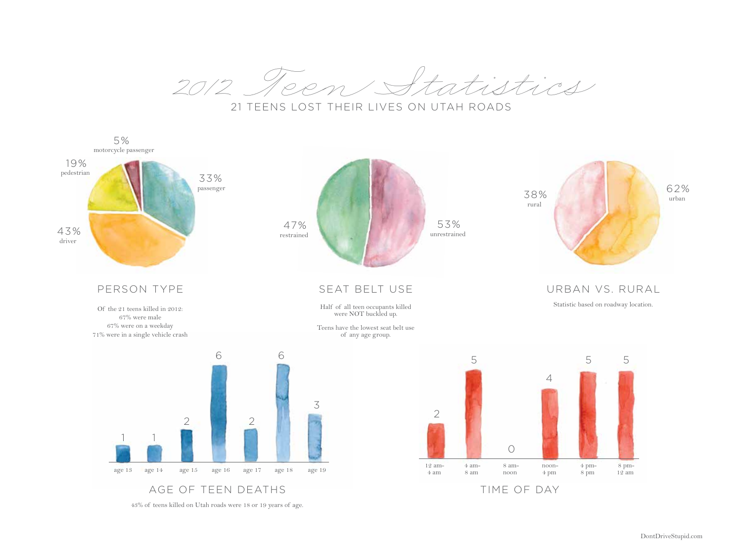# 2012 Teen Statistics

21 TEENS LOST THEIR LIVES ON UTAH ROADS

## PERSON TYPE

| Person type | Percent |
|---|---|
| motorcycle passenger | 5% |
| pedestrian | 19% |
| passenger | 33% |
| driver | 43% |

Of the 21 teens killed in 2012:
67% were male
67% were on a weekday
71% were in a single vehicle crash

## SEAT BELT USE

| Seat belt use | Percent |
|---|---|
| restrained | 47% |
| unrestrained | 53% |

Half of all teen occupants killed were **NOT** buckled up.

Teens have the lowest seat belt use of any age group.

## URBAN VS. RURAL

| Location | Percent |
|---|---|
| rural | 38% |
| urban | 62% |

Statistic based on roadway location.

## AGE OF TEEN DEATHS

| age 13 | age 14 | age 15 | age 16 | age 17 | age 18 | age 19 |
|---|---|---|---|---|---|---|
| 1 | 1 | 2 | 6 | 2 | 6 | 3 |

43% of teens killed on Utah roads were 18 or 19 years of age.

## TIME OF DAY

| 12 am-4 am | 4 am-8 am | 8 am-noon | noon-4 pm | 4 pm-8 pm | 8 pm-12 am |
|---|---|---|---|---|---|
| 2 | 5 | 0 | 4 | 5 | 5 |

DontDriveStupid.com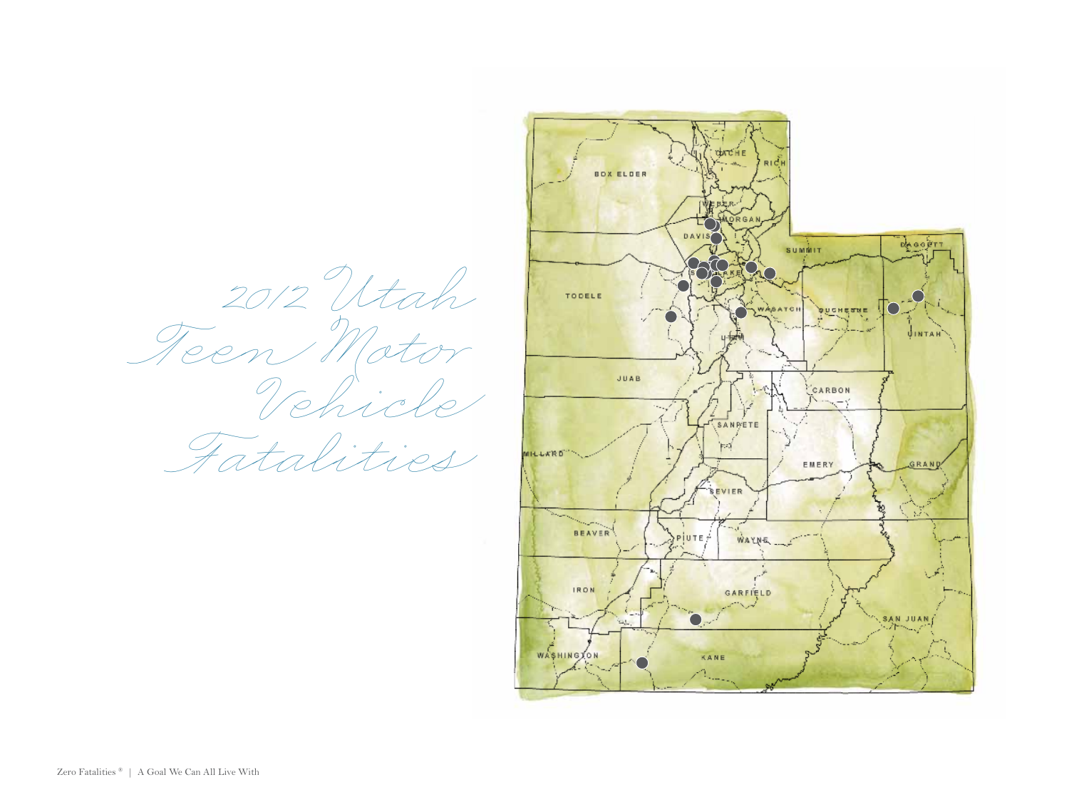# 2012 Utah Teen Motor Vehicle Fatalities

BOX ELDER

CACHE

RICH

WEBER

MORGAN

DAVIS

SUMMIT

DAGGETT

SALT LAKE

TOOELE

WASATCH

DUCHESNE

UINTAH

UTAH

JUAB

CARBON

SANPETE

MILLARD

EMERY

GRAND

SEVIER

BEAVER

PIUTE

WAYNE

IRON

GARFIELD

SAN JUAN

WASHINGTON

KANE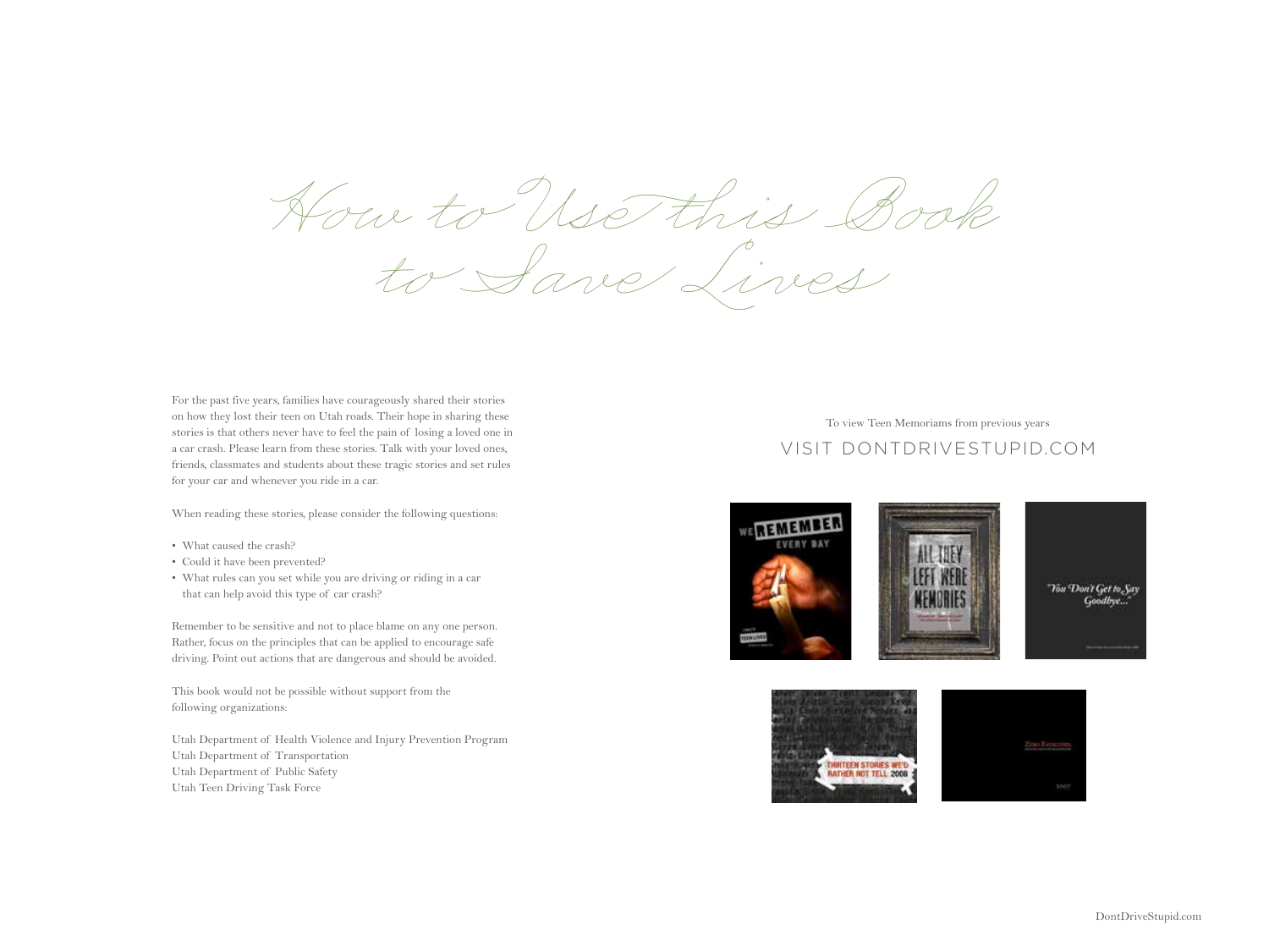# How to Use this Book to Save Lives

For the past five years, families have courageously shared their stories on how they lost their teen on Utah roads. Their hope in sharing these stories is that others never have to feel the pain of losing a loved one in a car crash. Please learn from these stories. Talk with your loved ones, friends, classmates and students about these tragic stories and set rules for your car and whenever you ride in a car.

When reading these stories, please consider the following questions:

- What caused the crash?
- Could it have been prevented?
- What rules can you set while you are driving or riding in a car that can help avoid this type of car crash?

Remember to be sensitive and not to place blame on any one person. Rather, focus on the principles that can be applied to encourage safe driving. Point out actions that are dangerous and should be avoided.

This book would not be possible without support from the following organizations:

Utah Department of Health Violence and Injury Prevention Program
Utah Department of Transportation
Utah Department of Public Safety
Utah Teen Driving Task Force

To view Teen Memoriams from previous years

VISIT DONTDRIVESTUPID.COM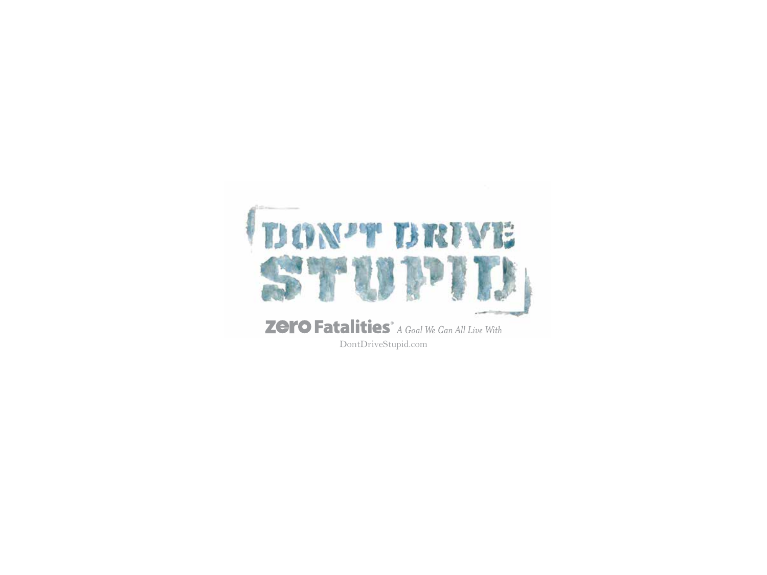# DON'T DRIVE STUPID

**zero Fatalities**® *A Goal We Can All Live With*

DontDriveStupid.com